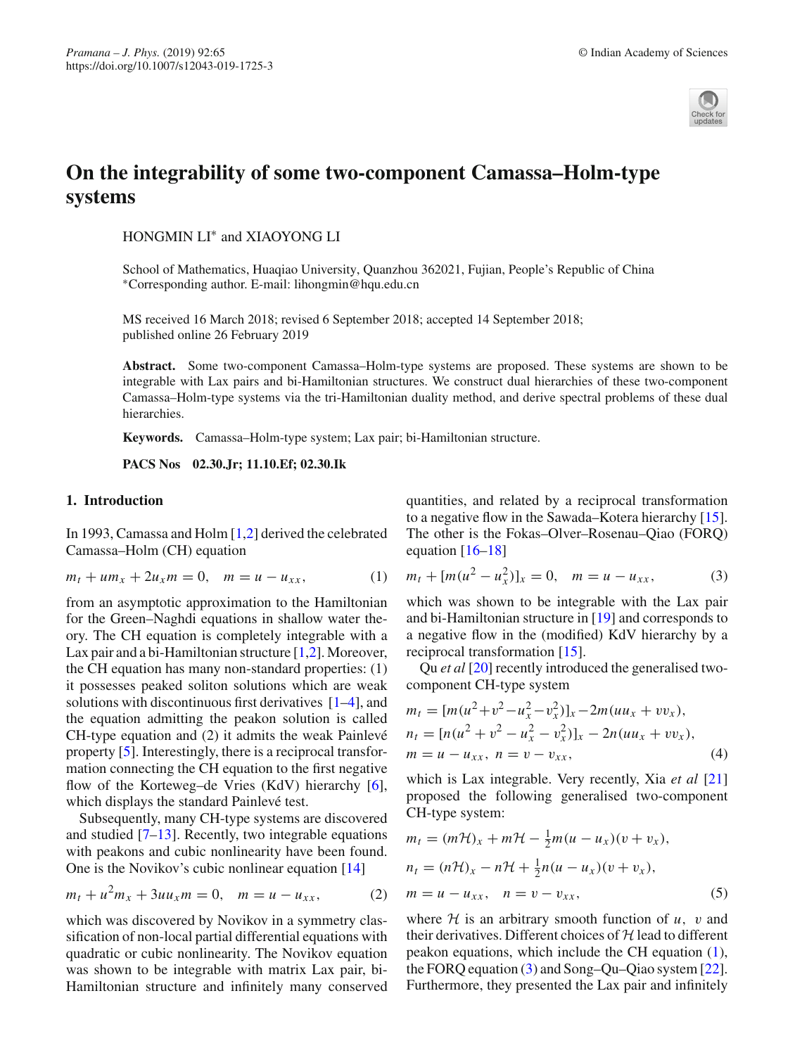# On the integrability of some two-component Camassa–Holm-type systems

HONGMIN LI* and XIAOYONG LI

School of Mathematics, Huaqiao University, Quanzhou 362021, Fujian, People's Republic of China
*Corresponding author. E-mail: lihongmin@hqu.edu.cn

MS received 16 March 2018; revised 6 September 2018; accepted 14 September 2018; published online 26 February 2019

**Abstract.** Some two-component Camassa–Holm-type systems are proposed. These systems are shown to be integrable with Lax pairs and bi-Hamiltonian structures. We construct dual hierarchies of these two-component Camassa–Holm-type systems via the tri-Hamiltonian duality method, and derive spectral problems of these dual hierarchies.

**Keywords.** Camassa–Holm-type system; Lax pair; bi-Hamiltonian structure.

**PACS Nos** 02.30.Jr; 11.10.Ef; 02.30.Ik

## 1. Introduction

In 1993, Camassa and Holm [1,2] derived the celebrated Camassa–Holm (CH) equation

$$m_t + um_x + 2u_x m = 0, \quad m = u - u_{xx}, \tag{1}$$

from an asymptotic approximation to the Hamiltonian for the Green–Naghdi equations in shallow water theory. The CH equation is completely integrable with a Lax pair and a bi-Hamiltonian structure [1,2]. Moreover, the CH equation has many non-standard properties: (1) it possesses peaked soliton solutions which are weak solutions with discontinuous first derivatives [1–4], and the equation admitting the peakon solution is called CH-type equation and (2) it admits the weak Painlevé property [5]. Interestingly, there is a reciprocal transformation connecting the CH equation to the first negative flow of the Korteweg–de Vries (KdV) hierarchy [6], which displays the standard Painlevé test.

Subsequently, many CH-type systems are discovered and studied [7–13]. Recently, two integrable equations with peakons and cubic nonlinearity have been found. One is the Novikov's cubic nonlinear equation [14]

$$m_t + u^2 m_x + 3uu_x m = 0, \quad m = u - u_{xx}, \tag{2}$$

which was discovered by Novikov in a symmetry classification of non-local partial differential equations with quadratic or cubic nonlinearity. The Novikov equation was shown to be integrable with matrix Lax pair, bi-Hamiltonian structure and infinitely many conserved quantities, and related by a reciprocal transformation to a negative flow in the Sawada–Kotera hierarchy [15]. The other is the Fokas–Olver–Rosenau–Qiao (FORQ) equation [16–18]

$$m_t + [m(u^2 - u_x^2)]_x = 0, \quad m = u - u_{xx}, \tag{3}$$

which was shown to be integrable with the Lax pair and bi-Hamiltonian structure in [19] and corresponds to a negative flow in the (modified) KdV hierarchy by a reciprocal transformation [15].

Qu *et al* [20] recently introduced the generalised two-component CH-type system

$$\begin{aligned}
m_t &= [m(u^2+v^2-u_x^2-v_x^2)]_x - 2m(uu_x + vv_x),\\
n_t &= [n(u^2 + v^2 - u_x^2 - v_x^2)]_x - 2n(uu_x + vv_x),\\
m &= u - u_{xx}, \ n = v - v_{xx},
\end{aligned} \tag{4}$$

which is Lax integrable. Very recently, Xia *et al* [21] proposed the following generalised two-component CH-type system:

$$\begin{aligned}
m_t &= (m\mathcal{H})_x + m\mathcal{H} - \tfrac{1}{2}m(u - u_x)(v + v_x),\\
n_t &= (n\mathcal{H})_x - n\mathcal{H} + \tfrac{1}{2}n(u - u_x)(v + v_x),\\
m &= u - u_{xx}, \quad n = v - v_{xx},
\end{aligned} \tag{5}$$

where $\mathcal{H}$ is an arbitrary smooth function of $u$, $v$ and their derivatives. Different choices of $\mathcal{H}$ lead to different peakon equations, which include the CH equation (1), the FORQ equation (3) and Song–Qu–Qiao system [22]. Furthermore, they presented the Lax pair and infinitely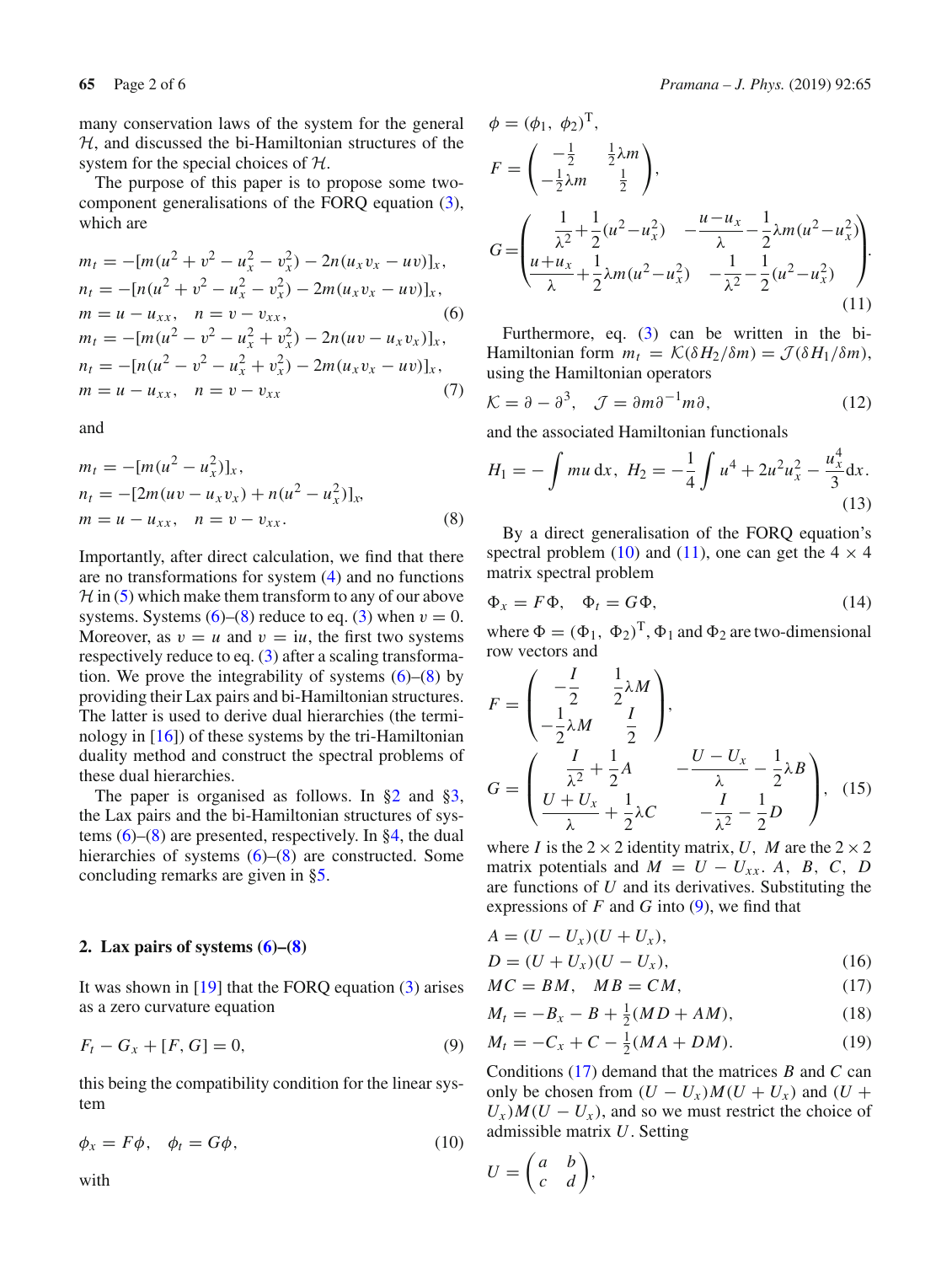many conservation laws of the system for the general $\mathcal{H}$, and discussed the bi-Hamiltonian structures of the system for the special choices of $\mathcal{H}$.

The purpose of this paper is to propose some two-component generalisations of the FORQ equation (3), which are

$$
\begin{aligned}
m_t &= -[m(u^2+v^2-u_x^2-v_x^2) - 2n(u_xv_x - uv)]_x,\\
n_t &= -[n(u^2+v^2-u_x^2-v_x^2) - 2m(u_xv_x - uv)]_x,\\
m &= u - u_{xx},\quad n = v - v_{xx},
\end{aligned}
\tag{6}
$$

$$
\begin{aligned}
m_t &= -[m(u^2-v^2-u_x^2+v_x^2) - 2n(uv - u_xv_x)]_x,\\
n_t &= -[n(u^2-v^2-u_x^2+v_x^2) - 2m(u_xv_x - uv)]_x,\\
m &= u - u_{xx},\quad n = v - v_{xx}
\end{aligned}
\tag{7}
$$

and

$$
\begin{aligned}
m_t &= -[m(u^2-u_x^2)]_x,\\
n_t &= -[2m(uv - u_xv_x) + n(u^2-u_x^2)]_x,\\
m &= u - u_{xx},\quad n = v - v_{xx}.
\end{aligned}
\tag{8}
$$

Importantly, after direct calculation, we find that there are no transformations for system (4) and no functions $\mathcal{H}$ in (5) which make them transform to any of our above systems. Systems (6)–(8) reduce to eq. (3) when $v=0$. Moreover, as $v=u$ and $v=\mathrm{i}u$, the first two systems respectively reduce to eq. (3) after a scaling transformation. We prove the integrability of systems (6)–(8) by providing their Lax pairs and bi-Hamiltonian structures. The latter is used to derive dual hierarchies (the terminology in [16]) of these systems by the tri-Hamiltonian duality method and construct the spectral problems of these dual hierarchies.

The paper is organised as follows. In §2 and §3, the Lax pairs and the bi-Hamiltonian structures of systems (6)–(8) are presented, respectively. In §4, the dual hierarchies of systems (6)–(8) are constructed. Some concluding remarks are given in §5.

## 2. Lax pairs of systems (6)–(8)

It was shown in [19] that the FORQ equation (3) arises as a zero curvature equation

$$
F_t - G_x + [F,G] = 0,
\tag{9}
$$

this being the compatibility condition for the linear system

$$
\phi_x = F\phi,\quad \phi_t = G\phi,
\tag{10}
$$

with

$$
\phi = (\phi_1,\ \phi_2)^{\mathrm{T}},
$$

$$
F = \begin{pmatrix} -\frac{1}{2} & \frac{1}{2}\lambda m\\ -\frac{1}{2}\lambda m & \frac{1}{2}\end{pmatrix},
$$

$$
G = \begin{pmatrix} \dfrac{1}{\lambda^2}+\dfrac{1}{2}(u^2-u_x^2) & -\dfrac{u-u_x}{\lambda}-\dfrac{1}{2}\lambda m(u^2-u_x^2)\\ \dfrac{u+u_x}{\lambda}+\dfrac{1}{2}\lambda m(u^2-u_x^2) & -\dfrac{1}{\lambda^2}-\dfrac{1}{2}(u^2-u_x^2)\end{pmatrix}.
\tag{11}
$$

Furthermore, eq. (3) can be written in the bi-Hamiltonian form $m_t = \mathcal{K}(\delta H_2/\delta m) = \mathcal{J}(\delta H_1/\delta m)$, using the Hamiltonian operators

$$
\mathcal{K} = \partial - \partial^3,\quad \mathcal{J} = \partial m \partial^{-1} m \partial,
\tag{12}
$$

and the associated Hamiltonian functionals

$$
H_1 = -\int mu\,\mathrm{d}x,\quad H_2 = -\frac{1}{4}\int u^4 + 2u^2u_x^2 - \frac{u_x^4}{3}\mathrm{d}x.
\tag{13}
$$

By a direct generalisation of the FORQ equation's spectral problem (10) and (11), one can get the $4\times 4$ matrix spectral problem

$$
\Phi_x = F\Phi,\quad \Phi_t = G\Phi,
\tag{14}
$$

where $\Phi = (\Phi_1,\ \Phi_2)^{\mathrm{T}}$, $\Phi_1$ and $\Phi_2$ are two-dimensional row vectors and

$$
F = \begin{pmatrix} -\dfrac{I}{2} & \dfrac{1}{2}\lambda M\\ -\dfrac{1}{2}\lambda M & \dfrac{I}{2}\end{pmatrix},
$$

$$
G = \begin{pmatrix} \dfrac{I}{\lambda^2}+\dfrac{1}{2}A & -\dfrac{U-U_x}{\lambda}-\dfrac{1}{2}\lambda B\\ \dfrac{U+U_x}{\lambda}+\dfrac{1}{2}\lambda C & -\dfrac{I}{\lambda^2}-\dfrac{1}{2}D\end{pmatrix},
\tag{15}
$$

where $I$ is the $2\times 2$ identity matrix, $U$, $M$ are the $2\times 2$ matrix potentials and $M = U - U_{xx}$. $A$, $B$, $C$, $D$ are functions of $U$ and its derivatives. Substituting the expressions of $F$ and $G$ into (9), we find that

$$
\begin{aligned}
A &= (U-U_x)(U+U_x),\\
D &= (U+U_x)(U-U_x),
\end{aligned}
\tag{16}
$$

$$
MC = BM,\quad MB = CM,
\tag{17}
$$

$$
M_t = -B_x - B + \tfrac{1}{2}(MD + AM),
\tag{18}
$$

$$
M_t = -C_x + C - \tfrac{1}{2}(MA + DM).
\tag{19}
$$

Conditions (17) demand that the matrices $B$ and $C$ can only be chosen from $(U-U_x)M(U+U_x)$ and $(U+U_x)M(U-U_x)$, and so we must restrict the choice of admissible matrix $U$. Setting

$$
U = \begin{pmatrix} a & b\\ c & d\end{pmatrix},
$$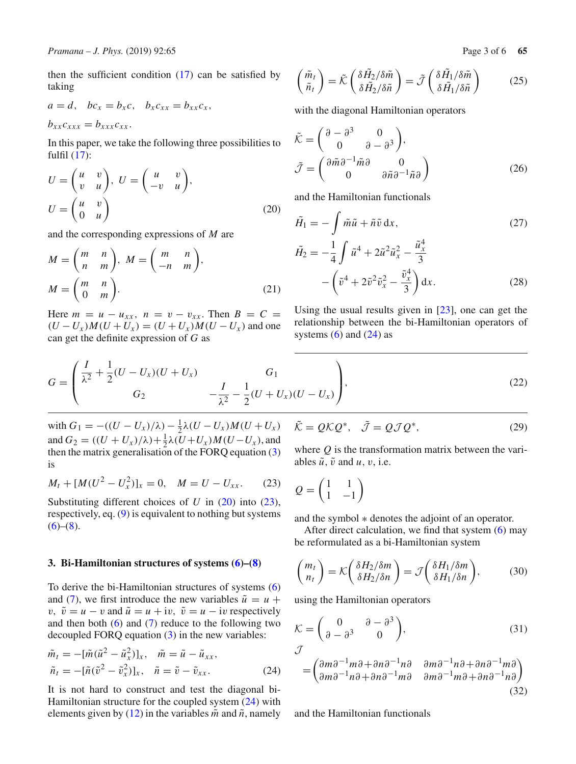then the sufficient condition (17) can be satisfied by taking

$$a = d, \quad bc_x = b_x c, \quad b_x c_{xx} = b_{xx} c_x,$$

$$b_{xx} c_{xxx} = b_{xxx} c_{xx}.$$

In this paper, we take the following three possibilities to fulfil (17):

$$U = \begin{pmatrix} u & v \\ v & u \end{pmatrix},\ U = \begin{pmatrix} u & v \\ -v & u \end{pmatrix},$$
$$U = \begin{pmatrix} u & v \\ 0 & u \end{pmatrix} \tag{20}$$

and the corresponding expressions of $M$ are

$$M = \begin{pmatrix} m & n \\ n & m \end{pmatrix},\ M = \begin{pmatrix} m & n \\ -n & m \end{pmatrix},$$
$$M = \begin{pmatrix} m & n \\ 0 & m \end{pmatrix}. \tag{21}$$

Here $m = u - u_{xx},\ n = v - v_{xx}$. Then $B = C = (U - U_x)M(U + U_x) = (U + U_x)M(U - U_x)$ and one can get the definite expression of $G$ as

$$G = \begin{pmatrix} \dfrac{I}{\lambda^2} + \dfrac{1}{2}(U - U_x)(U + U_x) & G_1 \\ G_2 & -\dfrac{I}{\lambda^2} - \dfrac{1}{2}(U + U_x)(U - U_x) \end{pmatrix}, \tag{22}$$

with $G_1 = -((U - U_x)/\lambda) - \frac{1}{2}\lambda(U - U_x)M(U + U_x)$ and $G_2 = ((U + U_x)/\lambda) + \frac{1}{2}\lambda(U + U_x)M(U - U_x)$, and then the matrix generalisation of the FORQ equation (3) is

$$M_t + [M(U^2 - U_x^2)]_x = 0, \quad M = U - U_{xx}. \tag{23}$$

Substituting different choices of $U$ in (20) into (23), respectively, eq. (9) is equivalent to nothing but systems (6)–(8).

### 3. Bi-Hamiltonian structures of systems (6)–(8)

To derive the bi-Hamiltonian structures of systems (6) and (7), we first introduce the new variables $\tilde{u} = u + v,\ \tilde{v} = u - v$ and $\tilde{u} = u + \mathrm{i}v,\ \tilde{v} = u - \mathrm{i}v$ respectively and then both (6) and (7) reduce to the following two decoupled FORQ equation (3) in the new variables:

$$\tilde{m}_t = -[\tilde{m}(\tilde{u}^2 - \tilde{u}_x^2)]_x, \quad \tilde{m} = \tilde{u} - \tilde{u}_{xx},$$
$$\tilde{n}_t = -[\tilde{n}(\tilde{v}^2 - \tilde{v}_x^2)]_x, \quad \tilde{n} = \tilde{v} - \tilde{v}_{xx}. \tag{24}$$

It is not hard to construct and test the diagonal bi-Hamiltonian structure for the coupled system (24) with elements given by (12) in the variables $\tilde{m}$ and $\tilde{n}$, namely

$$\begin{pmatrix} \tilde{m}_t \\ \tilde{n}_t \end{pmatrix} = \tilde{\mathcal{K}} \begin{pmatrix} \delta \tilde{H}_2/\delta \tilde{m} \\ \delta \tilde{H}_2/\delta \tilde{n} \end{pmatrix} = \tilde{\mathcal{J}} \begin{pmatrix} \delta \tilde{H}_1/\delta \tilde{m} \\ \delta \tilde{H}_1/\delta \tilde{n} \end{pmatrix} \tag{25}$$

with the diagonal Hamiltonian operators

$$\tilde{\mathcal{K}} = \begin{pmatrix} \partial - \partial^3 & 0 \\ 0 & \partial - \partial^3 \end{pmatrix},$$
$$\tilde{\mathcal{J}} = \begin{pmatrix} \partial \tilde{m} \partial^{-1} \tilde{m} \partial & 0 \\ 0 & \partial \tilde{n} \partial^{-1} \tilde{n} \partial \end{pmatrix} \tag{26}$$

and the Hamiltonian functionals

$$\tilde{H}_1 = -\int \tilde{m}\tilde{u} + \tilde{n}\tilde{v}\, \mathrm{d}x, \tag{27}$$

$$\tilde{H}_2 = -\frac{1}{4}\int \tilde{u}^4 + 2\tilde{u}^2\tilde{u}_x^2 - \frac{\tilde{u}_x^4}{3} - \left(\tilde{v}^4 + 2\tilde{v}^2\tilde{v}_x^2 - \frac{\tilde{v}_x^4}{3}\right)\mathrm{d}x. \tag{28}$$

Using the usual results given in [23], one can get the relationship between the bi-Hamiltonian operators of systems (6) and (24) as

$$\tilde{\mathcal{K}} = Q\mathcal{K}Q^*, \quad \tilde{\mathcal{J}} = Q\mathcal{J}Q^*, \tag{29}$$

where $Q$ is the transformation matrix between the variables $\tilde{u}$, $\tilde{v}$ and $u$, $v$, i.e.

$$Q = \begin{pmatrix} 1 & 1 \\ 1 & -1 \end{pmatrix}$$

and the symbol $*$ denotes the adjoint of an operator.

After direct calculation, we find that system (6) may be reformulated as a bi-Hamiltonian system

$$\begin{pmatrix} m_t \\ n_t \end{pmatrix} = \mathcal{K}\begin{pmatrix} \delta H_2/\delta m \\ \delta H_2/\delta n \end{pmatrix} = \mathcal{J}\begin{pmatrix} \delta H_1/\delta m \\ \delta H_1/\delta n \end{pmatrix}, \tag{30}$$

using the Hamiltonian operators

$$\mathcal{K} = \begin{pmatrix} 0 & \partial - \partial^3 \\ \partial - \partial^3 & 0 \end{pmatrix}, \tag{31}$$

$$\mathcal{J} = \begin{pmatrix} \partial m \partial^{-1} m \partial + \partial n \partial^{-1} n \partial & \partial m \partial^{-1} n \partial + \partial n \partial^{-1} m \partial \\ \partial m \partial^{-1} n \partial + \partial n \partial^{-1} m \partial & \partial m \partial^{-1} m \partial + \partial n \partial^{-1} n \partial \end{pmatrix} \tag{32}$$

and the Hamiltonian functionals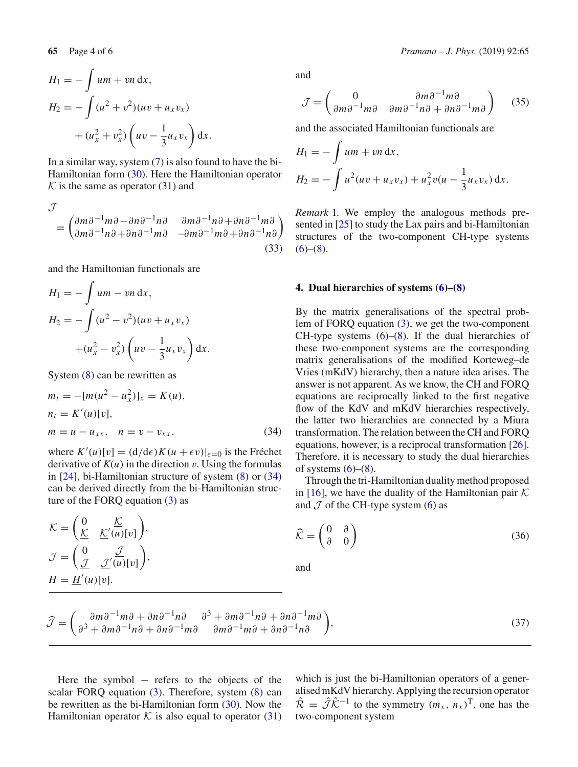$$H_1 = -\int um + vn \, \mathrm{d}x,$$

$$H_2 = -\int (u^2 + v^2)(uv + u_x v_x) + (u_x^2 + v_x^2)\left(uv - \frac{1}{3}u_x v_x\right) \mathrm{d}x.$$

In a similar way, system (7) is also found to have the bi-Hamiltonian form (30). Here the Hamiltonian operator $\mathcal{K}$ is the same as operator (31) and

$$\mathcal{J} = \begin{pmatrix} \partial m\partial^{-1}m\partial - \partial n\partial^{-1}n\partial & \partial m\partial^{-1}n\partial + \partial n\partial^{-1}m\partial \\ \partial m\partial^{-1}n\partial + \partial n\partial^{-1}m\partial & -\partial m\partial^{-1}m\partial + \partial n\partial^{-1}n\partial \end{pmatrix} \tag{33}$$

and the Hamiltonian functionals are

$$H_1 = -\int um - vn \, \mathrm{d}x,$$

$$H_2 = -\int (u^2 - v^2)(uv + u_x v_x) + (u_x^2 - v_x^2)\left(uv - \frac{1}{3}u_x v_x\right) \mathrm{d}x.$$

System (8) can be rewritten as

$$m_t = -[m(u^2 - u_x^2)]_x = K(u),$$
$$n_t = K'(u)[v],$$
$$m = u - u_{xx}, \quad n = v - v_{xx}, \tag{34}$$

where $K'(u)[v] = (\mathrm{d}/\mathrm{d}\epsilon)K(u + \epsilon v)|_{\epsilon=0}$ is the Fréchet derivative of $K(u)$ in the direction $v$. Using the formulas in [24], bi-Hamiltonian structure of system (8) or (34) can be derived directly from the bi-Hamiltonian structure of the FORQ equation (3) as

$$\mathcal{K} = \begin{pmatrix} 0 & \underline{\mathcal{K}} \\ \underline{\mathcal{K}} & \underline{\mathcal{K}}'(u)[v] \end{pmatrix},$$

$$\mathcal{J} = \begin{pmatrix} 0 & \underline{\mathcal{J}} \\ \underline{\mathcal{J}} & \underline{\mathcal{J}}'(u)[v] \end{pmatrix},$$

$$H = \underline{H}'(u)[v].$$

Here the symbol $-$ refers to the objects of the scalar FORQ equation (3). Therefore, system (8) can be rewritten as the bi-Hamiltonian form (30). Now the Hamiltonian operator $\mathcal{K}$ is also equal to operator (31) and

$$\mathcal{J} = \begin{pmatrix} 0 & \partial m\partial^{-1}m\partial \\ \partial m\partial^{-1}m\partial & \partial m\partial^{-1}n\partial + \partial n\partial^{-1}m\partial \end{pmatrix} \tag{35}$$

and the associated Hamiltonian functionals are

$$H_1 = -\int um + vn \, \mathrm{d}x,$$

$$H_2 = -\int u^2(uv + u_x v_x) + u_x^2 v\left(u - \frac{1}{3}u_x v_x\right) \mathrm{d}x.$$

*Remark* 1. We employ the analogous methods presented in [25] to study the Lax pairs and bi-Hamiltonian structures of the two-component CH-type systems (6)–(8).

## 4. Dual hierarchies of systems (6)–(8)

By the matrix generalisations of the spectral problem of FORQ equation (3), we get the two-component CH-type systems (6)–(8). If the dual hierarchies of these two-component systems are the corresponding matrix generalisations of the modified Korteweg–de Vries (mKdV) hierarchy, then a nature idea arises. The answer is not apparent. As we know, the CH and FORQ equations are reciprocally linked to the first negative flow of the KdV and mKdV hierarchies respectively, the latter two hierarchies are connected by a Miura transformation. The relation between the CH and FORQ equations, however, is a reciprocal transformation [26]. Therefore, it is necessary to study the dual hierarchies of systems (6)–(8).

Through the tri-Hamiltonian duality method proposed in [16], we have the duality of the Hamiltonian pair $\mathcal{K}$ and $\mathcal{J}$ of the CH-type system (6) as

$$\widehat{\mathcal{K}} = \begin{pmatrix} 0 & \partial \\ \partial & 0 \end{pmatrix} \tag{36}$$

and

$$\widehat{\mathcal{J}} = \begin{pmatrix} \partial m\partial^{-1}m\partial + \partial n\partial^{-1}n\partial & \partial^3 + \partial m\partial^{-1}n\partial + \partial n\partial^{-1}m\partial \\ \partial^3 + \partial m\partial^{-1}n\partial + \partial n\partial^{-1}m\partial & \partial m\partial^{-1}m\partial + \partial n\partial^{-1}n\partial \end{pmatrix}, \tag{37}$$

which is just the bi-Hamiltonian operators of a generalised mKdV hierarchy. Applying the recursion operator $\hat{\mathcal{R}} = \hat{\mathcal{J}}\hat{\mathcal{K}}^{-1}$ to the symmetry $(m_x, n_x)^{\mathrm{T}}$, one has the two-component system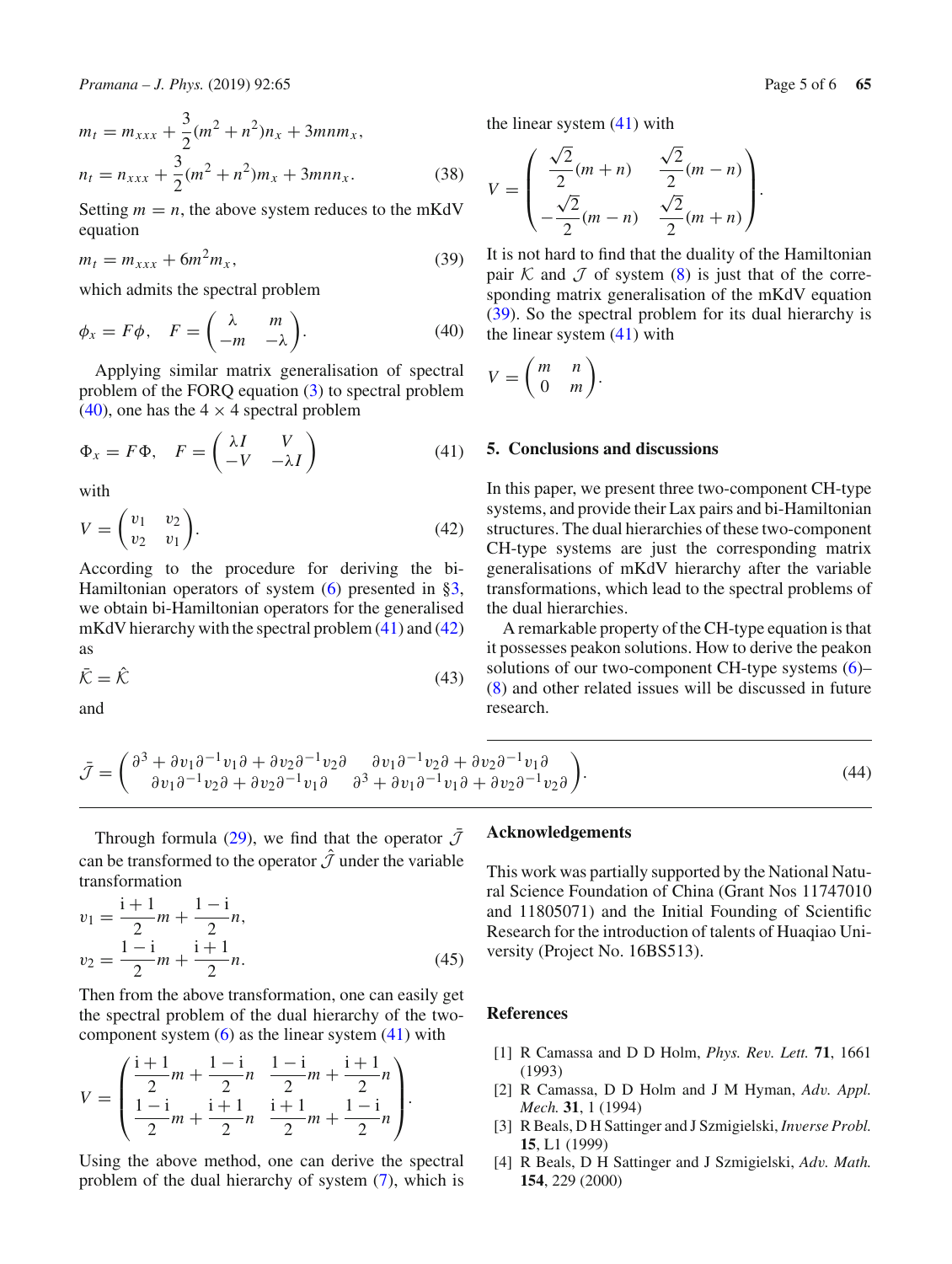$$m_t = m_{xxx} + \frac{3}{2}(m^2+n^2)n_x + 3mnm_x,$$
$$n_t = n_{xxx} + \frac{3}{2}(m^2+n^2)m_x + 3mnn_x. \tag{38}$$

Setting $m = n$, the above system reduces to the mKdV equation

$$m_t = m_{xxx} + 6m^2 m_x, \tag{39}$$

which admits the spectral problem

$$\phi_x = F\phi, \quad F = \begin{pmatrix} \lambda & m \\ -m & -\lambda \end{pmatrix}. \tag{40}$$

Applying similar matrix generalisation of spectral problem of the FORQ equation (3) to spectral problem (40), one has the $4 \times 4$ spectral problem

$$\Phi_x = F\Phi, \quad F = \begin{pmatrix} \lambda I & V \\ -V & -\lambda I \end{pmatrix} \tag{41}$$

with

$$V = \begin{pmatrix} v_1 & v_2 \\ v_2 & v_1 \end{pmatrix}. \tag{42}$$

According to the procedure for deriving the bi-Hamiltonian operators of system (6) presented in §3, we obtain bi-Hamiltonian operators for the generalised mKdV hierarchy with the spectral problem (41) and (42) as

$$\bar{\mathcal{K}} = \hat{\mathcal{K}} \tag{43}$$

and

$$\bar{\mathcal{J}} = \begin{pmatrix} \partial^3 + \partial v_1 \partial^{-1} v_1 \partial + \partial v_2 \partial^{-1} v_2 \partial & \partial v_1 \partial^{-1} v_2 \partial + \partial v_2 \partial^{-1} v_1 \partial \\ \partial v_1 \partial^{-1} v_2 \partial + \partial v_2 \partial^{-1} v_1 \partial & \partial^3 + \partial v_1 \partial^{-1} v_1 \partial + \partial v_2 \partial^{-1} v_2 \partial \end{pmatrix}. \tag{44}$$

Through formula (29), we find that the operator $\bar{\mathcal{J}}$ can be transformed to the operator $\hat{\mathcal{J}}$ under the variable transformation

$$v_1 = \frac{\mathrm{i}+1}{2}m + \frac{1-\mathrm{i}}{2}n,$$
$$v_2 = \frac{1-\mathrm{i}}{2}m + \frac{\mathrm{i}+1}{2}n. \tag{45}$$

Then from the above transformation, one can easily get the spectral problem of the dual hierarchy of the two-component system (6) as the linear system (41) with

$$V = \begin{pmatrix} \frac{\mathrm{i}+1}{2}m + \frac{1-\mathrm{i}}{2}n & \frac{1-\mathrm{i}}{2}m + \frac{\mathrm{i}+1}{2}n \\ \frac{1-\mathrm{i}}{2}m + \frac{\mathrm{i}+1}{2}n & \frac{\mathrm{i}+1}{2}m + \frac{1-\mathrm{i}}{2}n \end{pmatrix}.$$

Using the above method, one can derive the spectral problem of the dual hierarchy of system (7), which is the linear system (41) with

$$V = \begin{pmatrix} \frac{\sqrt{2}}{2}(m+n) & \frac{\sqrt{2}}{2}(m-n) \\ -\frac{\sqrt{2}}{2}(m-n) & \frac{\sqrt{2}}{2}(m+n) \end{pmatrix}.$$

It is not hard to find that the duality of the Hamiltonian pair $\mathcal{K}$ and $\mathcal{J}$ of system (8) is just that of the corresponding matrix generalisation of the mKdV equation (39). So the spectral problem for its dual hierarchy is the linear system (41) with

$$V = \begin{pmatrix} m & n \\ 0 & m \end{pmatrix}.$$

## 5. Conclusions and discussions

In this paper, we present three two-component CH-type systems, and provide their Lax pairs and bi-Hamiltonian structures. The dual hierarchies of these two-component CH-type systems are just the corresponding matrix generalisations of mKdV hierarchy after the variable transformations, which lead to the spectral problems of the dual hierarchies.

A remarkable property of the CH-type equation is that it possesses peakon solutions. How to derive the peakon solutions of our two-component CH-type systems (6)–(8) and other related issues will be discussed in future research.

## Acknowledgements

This work was partially supported by the National Natural Science Foundation of China (Grant Nos 11747010 and 11805071) and the Initial Founding of Scientific Research for the introduction of talents of Huaqiao University (Project No. 16BS513).

## References

[1] R Camassa and D D Holm, *Phys. Rev. Lett.* **71**, 1661 (1993)

[2] R Camassa, D D Holm and J M Hyman, *Adv. Appl. Mech.* **31**, 1 (1994)

[3] R Beals, D H Sattinger and J Szmigielski, *Inverse Probl.* **15**, L1 (1999)

[4] R Beals, D H Sattinger and J Szmigielski, *Adv. Math.* **154**, 229 (2000)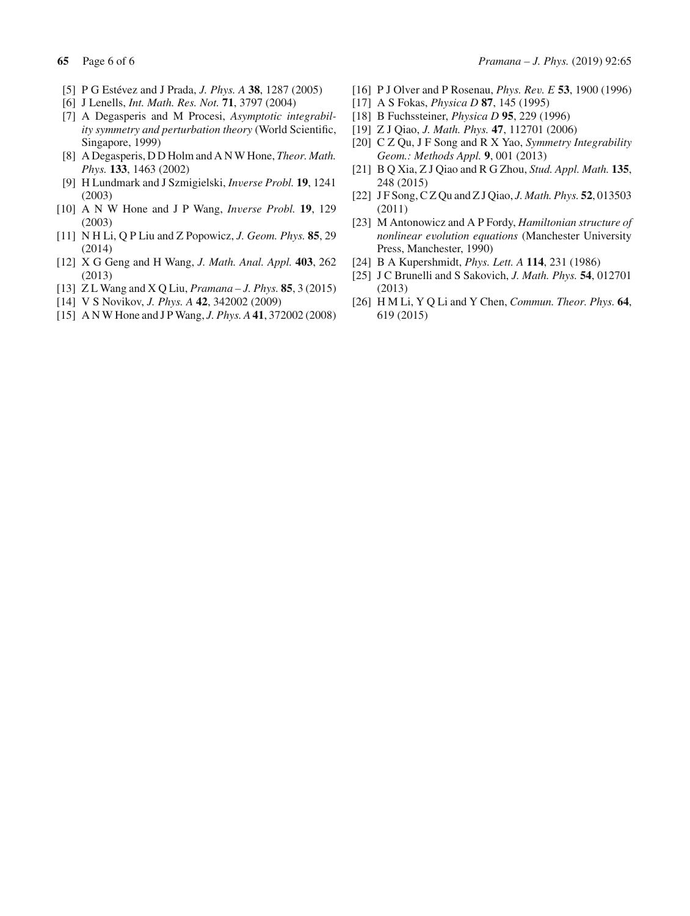[5] P G Estévez and J Prada, *J. Phys. A* **38**, 1287 (2005)

[6] J Lenells, *Int. Math. Res. Not.* **71**, 3797 (2004)

[7] A Degasperis and M Procesi, *Asymptotic integrability symmetry and perturbation theory* (World Scientific, Singapore, 1999)

[8] A Degasperis, D D Holm and A N W Hone, *Theor. Math. Phys.* **133**, 1463 (2002)

[9] H Lundmark and J Szmigielski, *Inverse Probl.* **19**, 1241 (2003)

[10] A N W Hone and J P Wang, *Inverse Probl.* **19**, 129 (2003)

[11] N H Li, Q P Liu and Z Popowicz, *J. Geom. Phys.* **85**, 29 (2014)

[12] X G Geng and H Wang, *J. Math. Anal. Appl.* **403**, 262 (2013)

[13] Z L Wang and X Q Liu, *Pramana – J. Phys.* **85**, 3 (2015)

[14] V S Novikov, *J. Phys. A* **42**, 342002 (2009)

[15] A N W Hone and J P Wang, *J. Phys. A* **41**, 372002 (2008)

[16] P J Olver and P Rosenau, *Phys. Rev. E* **53**, 1900 (1996)

[17] A S Fokas, *Physica D* **87**, 145 (1995)

[18] B Fuchssteiner, *Physica D* **95**, 229 (1996)

[19] Z J Qiao, *J. Math. Phys.* **47**, 112701 (2006)

[20] C Z Qu, J F Song and R X Yao, *Symmetry Integrability Geom.: Methods Appl.* **9**, 001 (2013)

[21] B Q Xia, Z J Qiao and R G Zhou, *Stud. Appl. Math.* **135**, 248 (2015)

[22] J F Song, C Z Qu and Z J Qiao, *J. Math. Phys.* **52**, 013503 (2011)

[23] M Antonowicz and A P Fordy, *Hamiltonian structure of nonlinear evolution equations* (Manchester University Press, Manchester, 1990)

[24] B A Kupershmidt, *Phys. Lett. A* **114**, 231 (1986)

[25] J C Brunelli and S Sakovich, *J. Math. Phys.* **54**, 012701 (2013)

[26] H M Li, Y Q Li and Y Chen, *Commun. Theor. Phys.* **64**, 619 (2015)